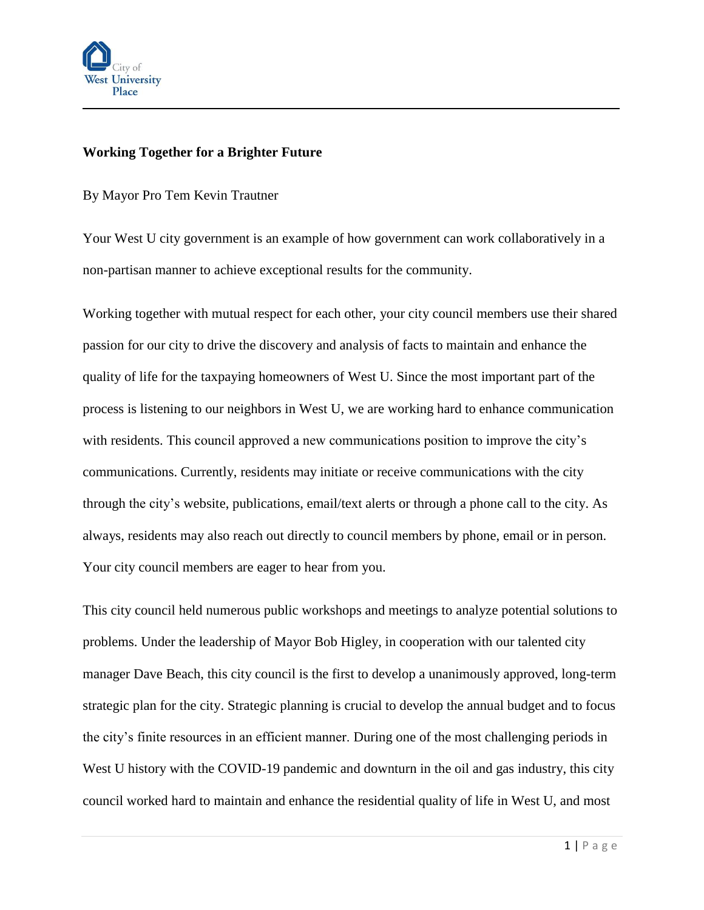**Working Together for a Brighter Future**

By Mayor Pro Tem Kevin Trautner

Your West U city government is an example of how government can work collaboratively in a non-partisan manner to achieve exceptional results for the community.

Working together with mutual respect for each other, your city council members use their shared passion for our city to drive the discovery and analysis of facts to maintain and enhance the quality of life for the taxpaying homeowners of West U. Since the most important part of the process is listening to our neighbors in West U, we are working hard to enhance communication with residents. This council approved a new communications position to improve the city's communications. Currently, residents may initiate or receive communications with the city through the city's website, publications, email/text alerts or through a phone call to the city. As always, residents may also reach out directly to council members by phone, email or in person. Your city council members are eager to hear from you.

This city council held numerous public workshops and meetings to analyze potential solutions to problems. Under the leadership of Mayor Bob Higley, in cooperation with our talented city manager Dave Beach, this city council is the first to develop a unanimously approved, long-term strategic plan for the city. Strategic planning is crucial to develop the annual budget and to focus the city's finite resources in an efficient manner. During one of the most challenging periods in West U history with the COVID-19 pandemic and downturn in the oil and gas industry, this city council worked hard to maintain and enhance the residential quality of life in West U, and most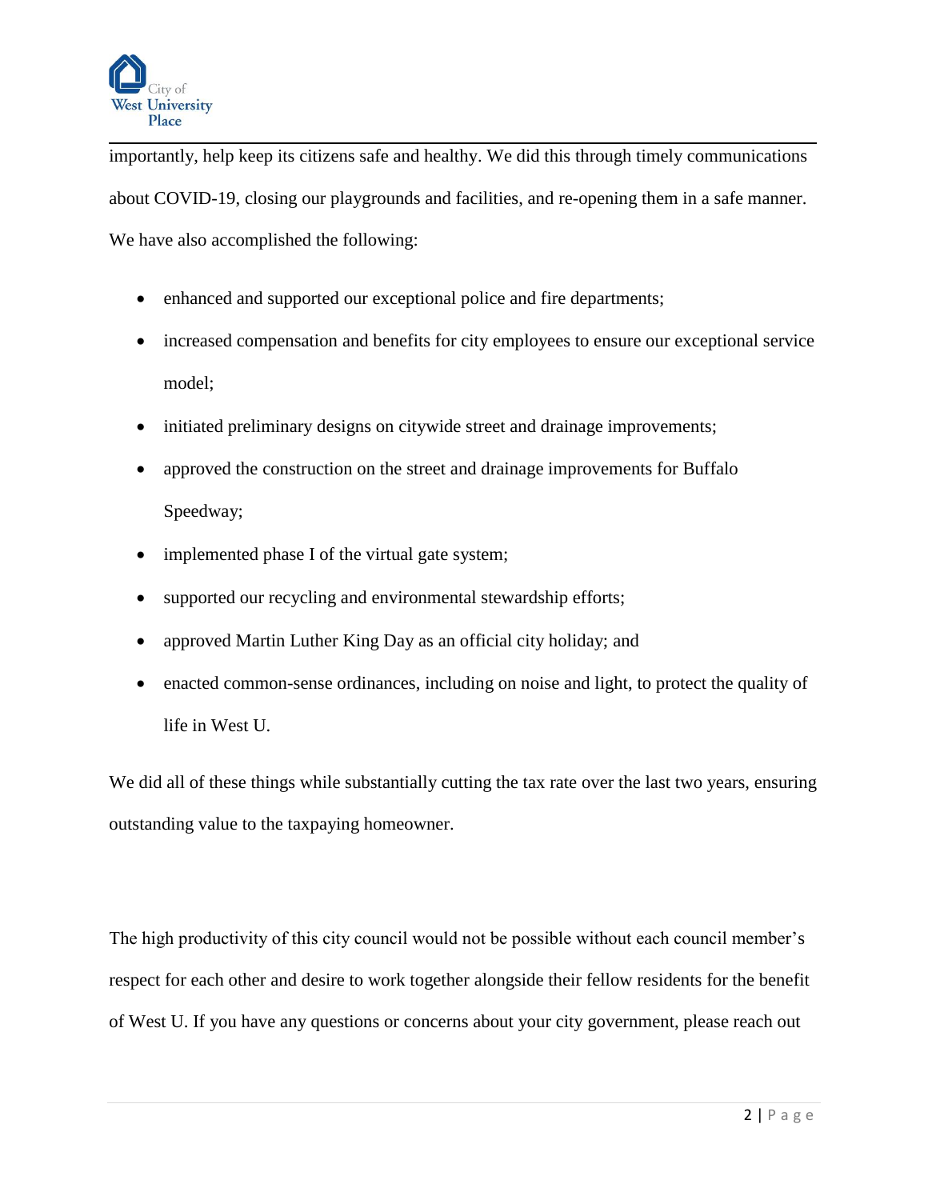importantly, help keep its citizens safe and healthy. We did this through timely communications about COVID-19, closing our playgrounds and facilities, and re-opening them in a safe manner. We have also accomplished the following:

- enhanced and supported our exceptional police and fire departments;
- increased compensation and benefits for city employees to ensure our exceptional service model;
- initiated preliminary designs on citywide street and drainage improvements;
- approved the construction on the street and drainage improvements for Buffalo Speedway;
- implemented phase I of the virtual gate system;
- supported our recycling and environmental stewardship efforts;
- approved Martin Luther King Day as an official city holiday; and
- enacted common-sense ordinances, including on noise and light, to protect the quality of life in West U.

We did all of these things while substantially cutting the tax rate over the last two years, ensuring outstanding value to the taxpaying homeowner.

The high productivity of this city council would not be possible without each council member's respect for each other and desire to work together alongside their fellow residents for the benefit of West U. If you have any questions or concerns about your city government, please reach out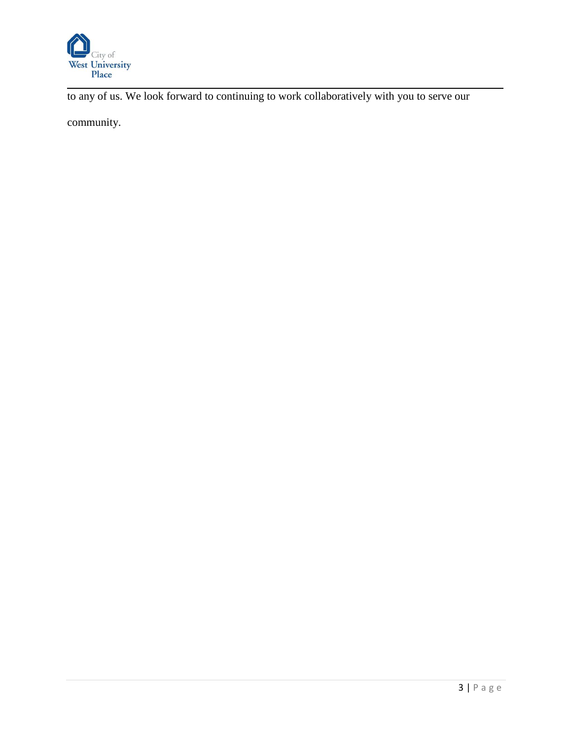to any of us. We look forward to continuing to work collaboratively with you to serve our community.